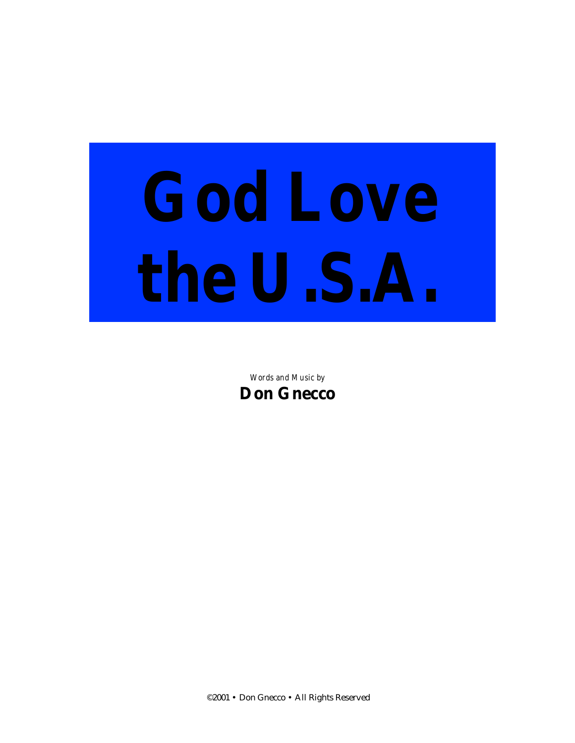# God Love the U.S.A.

*Words and Music by*

**Don Gnecco**

©2001 • Don Gnecco • All Rights Reserved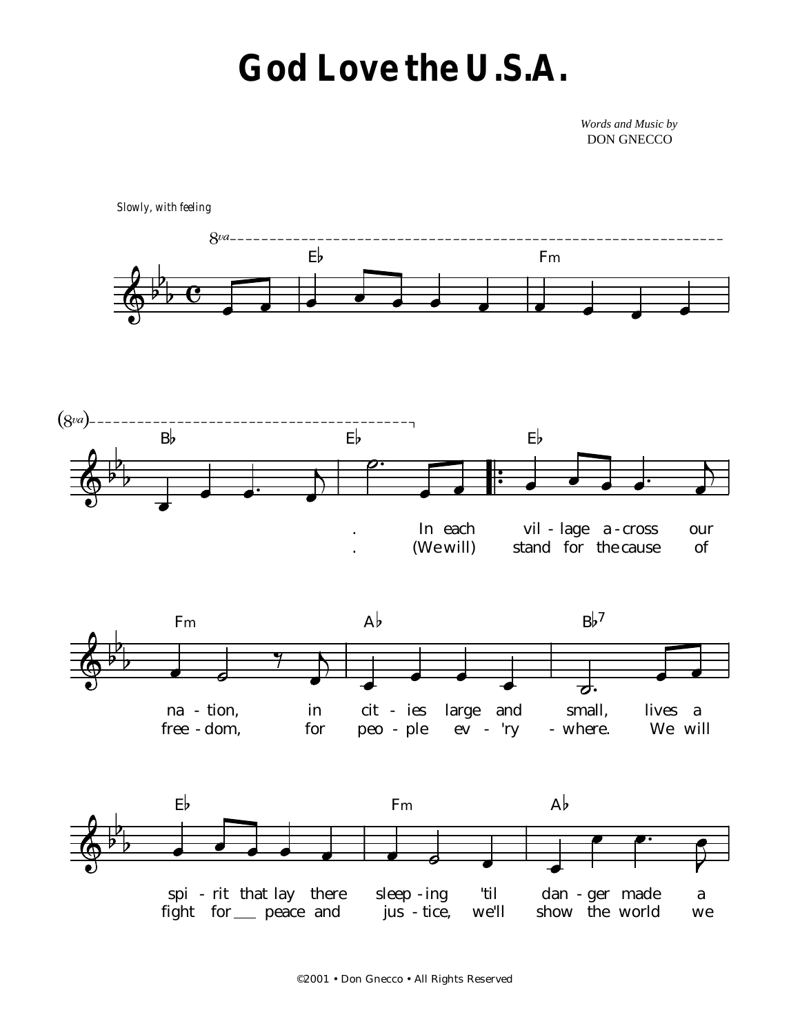# God Love the U.S.A.

*Words and Music by*
DON GNECCO

*Slowly, with feeling*

8va

E♭ Fm B♭ E♭ E♭

In each vil - lage a - cross our
(We will) stand for the cause of

Fm A♭ B♭7

na - tion, in cit - ies large and small, lives a
free - dom, for peo - ple ev - 'ry - where. We will

E♭ Fm A♭

spi - rit that lay there sleep - ing 'til dan - ger made a
fight for ___ peace and jus - tice, we'll show the world we

©2001 • Don Gnecco • All Rights Reserved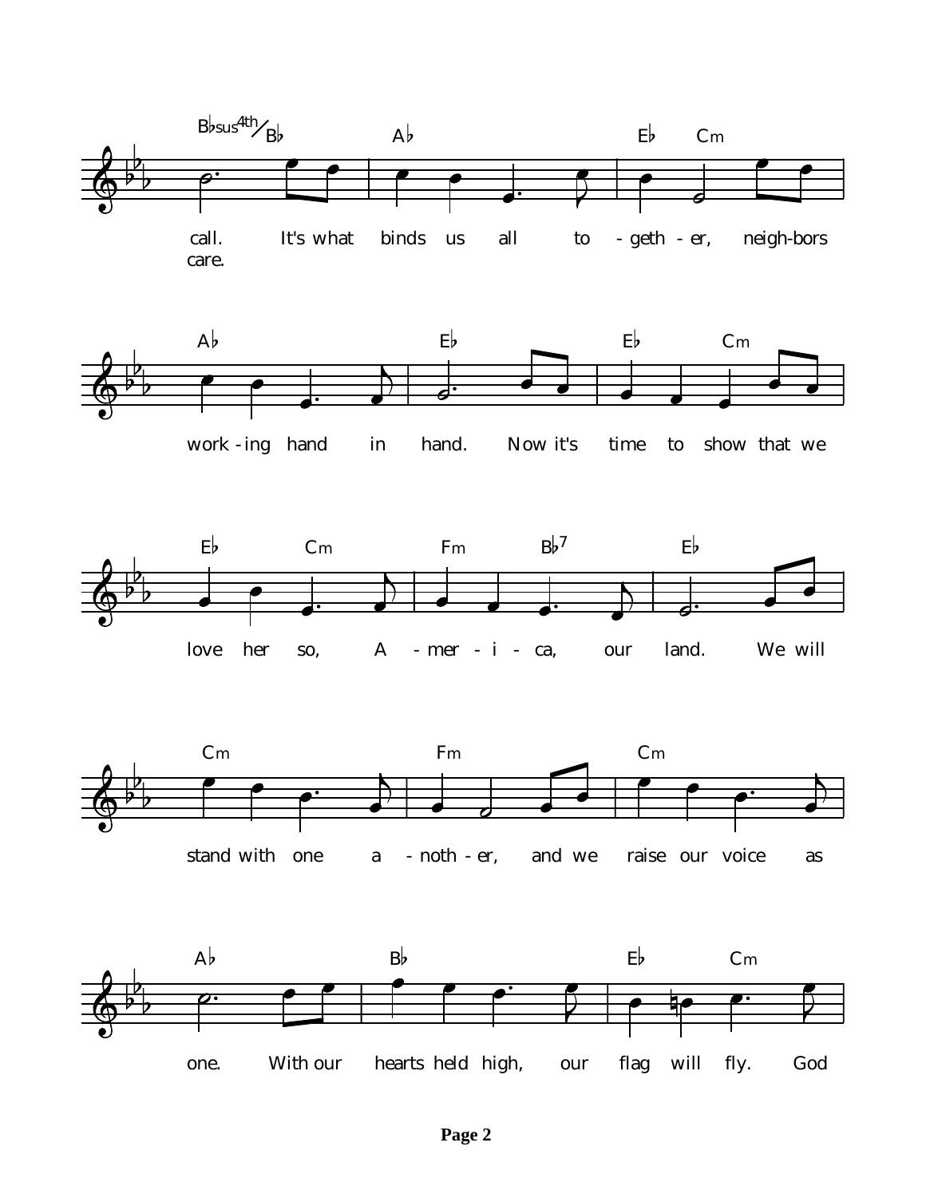B♭sus4th/B♭ A♭ E♭ Cm

call. It's what binds us all to - geth - er, neigh-bors
care.

A♭ E♭ E♭ Cm

work - ing hand in hand. Now it's time to show that we

E♭ Cm Fm B♭7 E♭

love her so, A - mer - i - ca, our land. We will

Cm Fm Cm

stand with one a - noth - er, and we raise our voice as

A♭ B♭ E♭ Cm

one. With our hearts held high, our flag will fly. God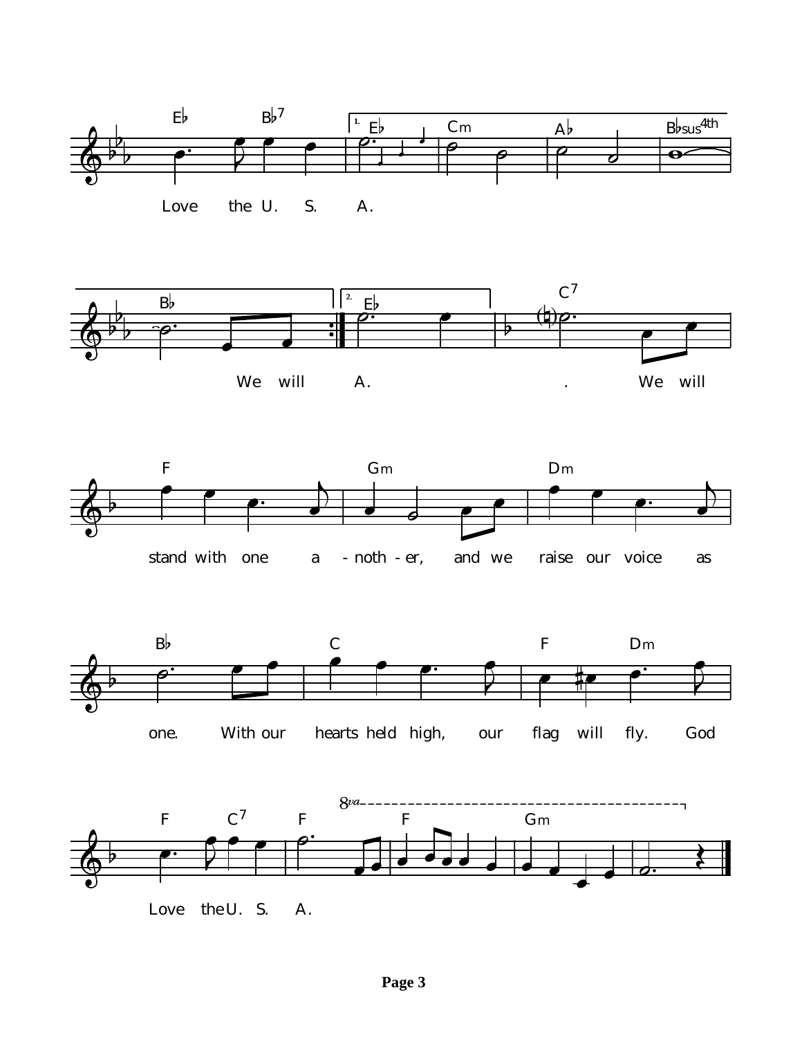E♭ B♭7 1. E♭ Cm A♭ B♭sus4th

Love the U. S. A.

B♭ 2. E♭ C7

We will A. . We will

F Gm Dm

stand with one a - noth - er, and we raise our voice as

B♭ C F Dm

one. With our hearts held high, our flag will fly. God

F C7 F 8va F Gm

Love the U. S. A.